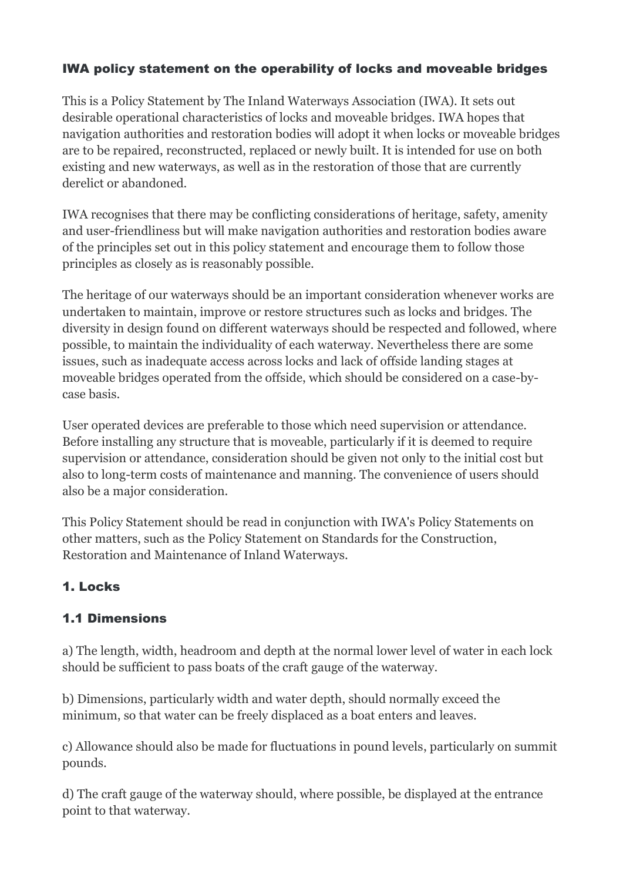## IWA policy statement on the operability of locks and moveable bridges

This is a Policy Statement by The Inland Waterways Association (IWA). It sets out desirable operational characteristics of locks and moveable bridges. IWA hopes that navigation authorities and restoration bodies will adopt it when locks or moveable bridges are to be repaired, reconstructed, replaced or newly built. It is intended for use on both existing and new waterways, as well as in the restoration of those that are currently derelict or abandoned.

IWA recognises that there may be conflicting considerations of heritage, safety, amenity and user-friendliness but will make navigation authorities and restoration bodies aware of the principles set out in this policy statement and encourage them to follow those principles as closely as is reasonably possible.

The heritage of our waterways should be an important consideration whenever works are undertaken to maintain, improve or restore structures such as locks and bridges. The diversity in design found on different waterways should be respected and followed, where possible, to maintain the individuality of each waterway. Nevertheless there are some issues, such as inadequate access across locks and lack of offside landing stages at moveable bridges operated from the offside, which should be considered on a case-by-case basis.

User operated devices are preferable to those which need supervision or attendance. Before installing any structure that is moveable, particularly if it is deemed to require supervision or attendance, consideration should be given not only to the initial cost but also to long-term costs of maintenance and manning. The convenience of users should also be a major consideration.

This Policy Statement should be read in conjunction with IWA's Policy Statements on other matters, such as the Policy Statement on Standards for the Construction, Restoration and Maintenance of Inland Waterways.

### 1. Locks

### 1.1 Dimensions

a) The length, width, headroom and depth at the normal lower level of water in each lock should be sufficient to pass boats of the craft gauge of the waterway.

b) Dimensions, particularly width and water depth, should normally exceed the minimum, so that water can be freely displaced as a boat enters and leaves.

c) Allowance should also be made for fluctuations in pound levels, particularly on summit pounds.

d) The craft gauge of the waterway should, where possible, be displayed at the entrance point to that waterway.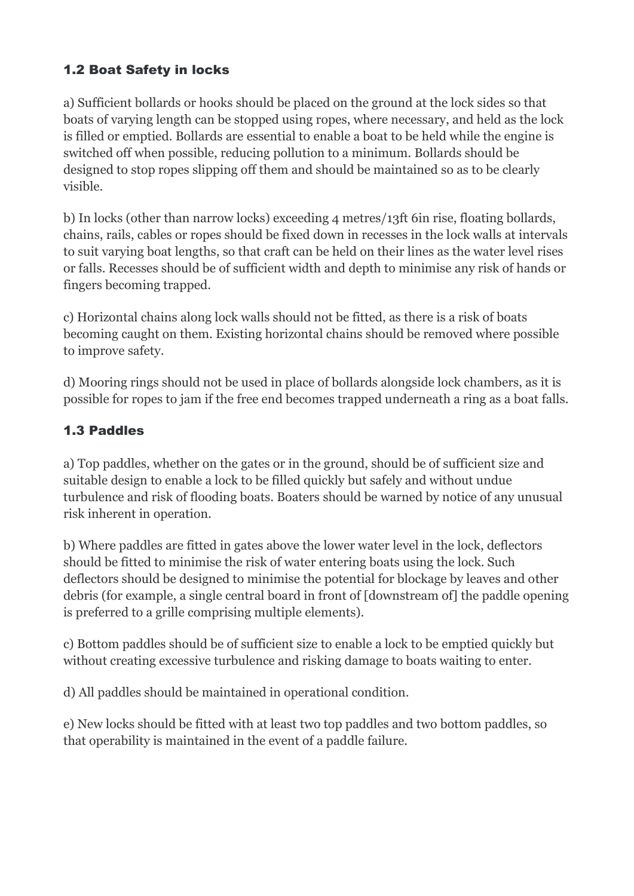### 1.2 Boat Safety in locks

a) Sufficient bollards or hooks should be placed on the ground at the lock sides so that boats of varying length can be stopped using ropes, where necessary, and held as the lock is filled or emptied. Bollards are essential to enable a boat to be held while the engine is switched off when possible, reducing pollution to a minimum. Bollards should be designed to stop ropes slipping off them and should be maintained so as to be clearly visible.

b) In locks (other than narrow locks) exceeding 4 metres/13ft 6in rise, floating bollards, chains, rails, cables or ropes should be fixed down in recesses in the lock walls at intervals to suit varying boat lengths, so that craft can be held on their lines as the water level rises or falls. Recesses should be of sufficient width and depth to minimise any risk of hands or fingers becoming trapped.

c) Horizontal chains along lock walls should not be fitted, as there is a risk of boats becoming caught on them. Existing horizontal chains should be removed where possible to improve safety.

d) Mooring rings should not be used in place of bollards alongside lock chambers, as it is possible for ropes to jam if the free end becomes trapped underneath a ring as a boat falls.

### 1.3 Paddles

a) Top paddles, whether on the gates or in the ground, should be of sufficient size and suitable design to enable a lock to be filled quickly but safely and without undue turbulence and risk of flooding boats. Boaters should be warned by notice of any unusual risk inherent in operation.

b) Where paddles are fitted in gates above the lower water level in the lock, deflectors should be fitted to minimise the risk of water entering boats using the lock. Such deflectors should be designed to minimise the potential for blockage by leaves and other debris (for example, a single central board in front of [downstream of] the paddle opening is preferred to a grille comprising multiple elements).

c) Bottom paddles should be of sufficient size to enable a lock to be emptied quickly but without creating excessive turbulence and risking damage to boats waiting to enter.

d) All paddles should be maintained in operational condition.

e) New locks should be fitted with at least two top paddles and two bottom paddles, so that operability is maintained in the event of a paddle failure.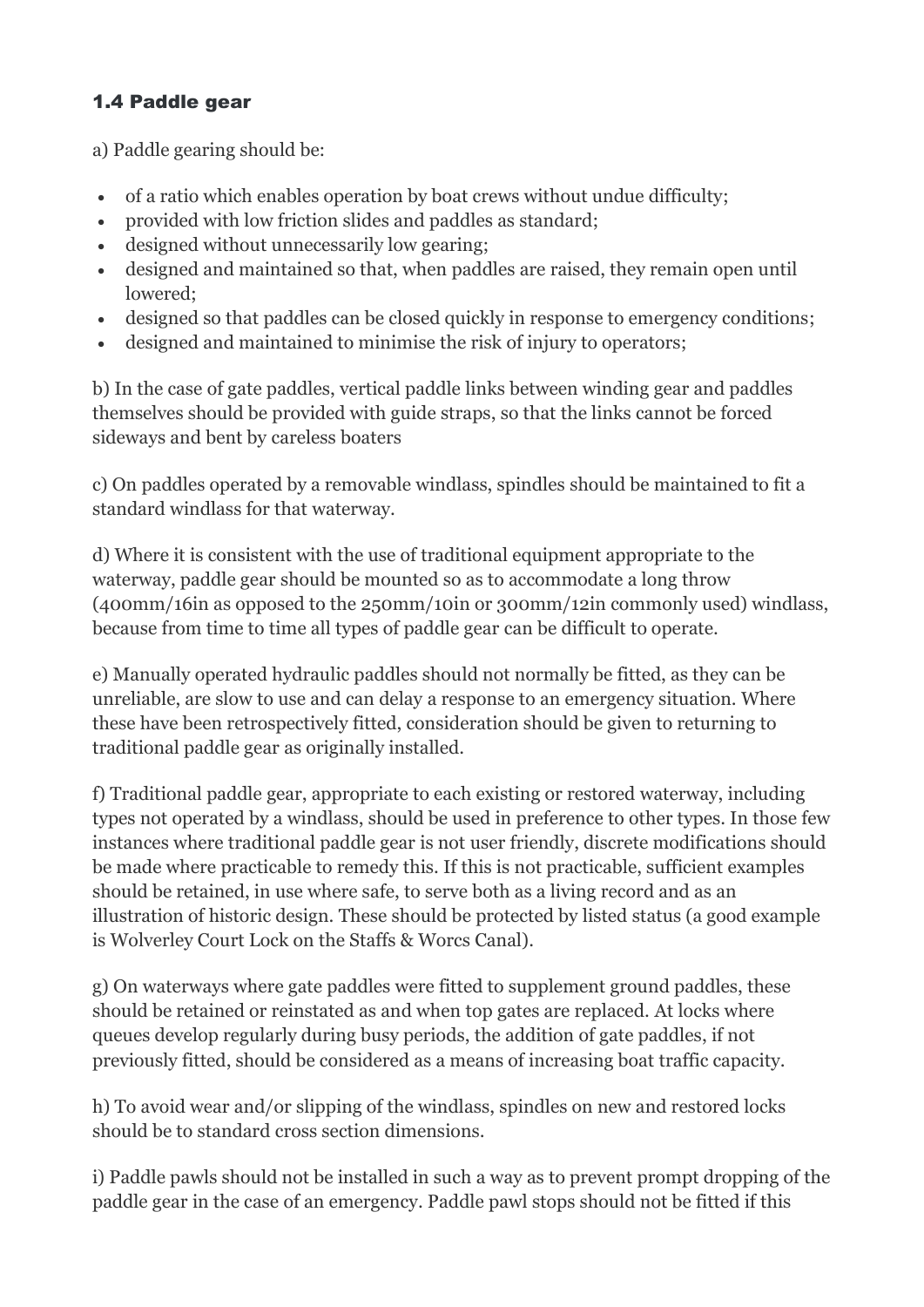### 1.4 Paddle gear

a) Paddle gearing should be:

- of a ratio which enables operation by boat crews without undue difficulty;
- provided with low friction slides and paddles as standard;
- designed without unnecessarily low gearing;
- designed and maintained so that, when paddles are raised, they remain open until lowered;
- designed so that paddles can be closed quickly in response to emergency conditions;
- designed and maintained to minimise the risk of injury to operators;

b) In the case of gate paddles, vertical paddle links between winding gear and paddles themselves should be provided with guide straps, so that the links cannot be forced sideways and bent by careless boaters

c) On paddles operated by a removable windlass, spindles should be maintained to fit a standard windlass for that waterway.

d) Where it is consistent with the use of traditional equipment appropriate to the waterway, paddle gear should be mounted so as to accommodate a long throw (400mm/16in as opposed to the 250mm/10in or 300mm/12in commonly used) windlass, because from time to time all types of paddle gear can be difficult to operate.

e) Manually operated hydraulic paddles should not normally be fitted, as they can be unreliable, are slow to use and can delay a response to an emergency situation. Where these have been retrospectively fitted, consideration should be given to returning to traditional paddle gear as originally installed.

f) Traditional paddle gear, appropriate to each existing or restored waterway, including types not operated by a windlass, should be used in preference to other types. In those few instances where traditional paddle gear is not user friendly, discrete modifications should be made where practicable to remedy this. If this is not practicable, sufficient examples should be retained, in use where safe, to serve both as a living record and as an illustration of historic design. These should be protected by listed status (a good example is Wolverley Court Lock on the Staffs & Worcs Canal).

g) On waterways where gate paddles were fitted to supplement ground paddles, these should be retained or reinstated as and when top gates are replaced. At locks where queues develop regularly during busy periods, the addition of gate paddles, if not previously fitted, should be considered as a means of increasing boat traffic capacity.

h) To avoid wear and/or slipping of the windlass, spindles on new and restored locks should be to standard cross section dimensions.

i) Paddle pawls should not be installed in such a way as to prevent prompt dropping of the paddle gear in the case of an emergency. Paddle pawl stops should not be fitted if this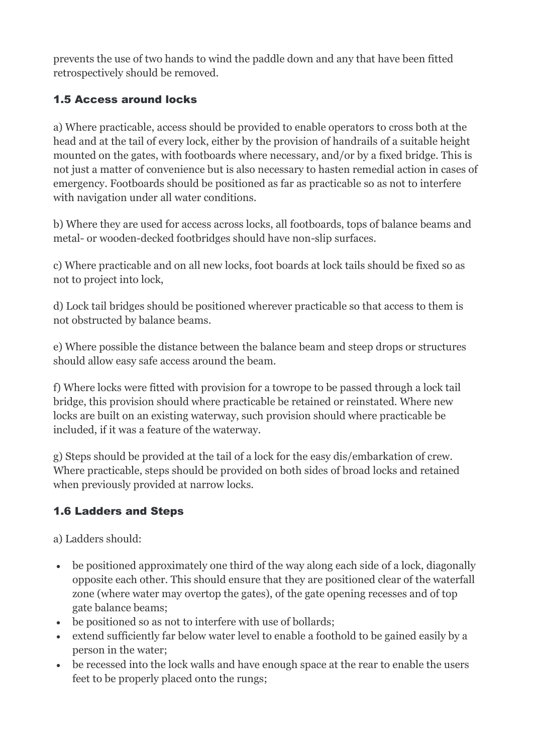prevents the use of two hands to wind the paddle down and any that have been fitted retrospectively should be removed.

### 1.5 Access around locks

a) Where practicable, access should be provided to enable operators to cross both at the head and at the tail of every lock, either by the provision of handrails of a suitable height mounted on the gates, with footboards where necessary, and/or by a fixed bridge. This is not just a matter of convenience but is also necessary to hasten remedial action in cases of emergency. Footboards should be positioned as far as practicable so as not to interfere with navigation under all water conditions.

b) Where they are used for access across locks, all footboards, tops of balance beams and metal- or wooden-decked footbridges should have non-slip surfaces.

c) Where practicable and on all new locks, foot boards at lock tails should be fixed so as not to project into lock,

d) Lock tail bridges should be positioned wherever practicable so that access to them is not obstructed by balance beams.

e) Where possible the distance between the balance beam and steep drops or structures should allow easy safe access around the beam.

f) Where locks were fitted with provision for a towrope to be passed through a lock tail bridge, this provision should where practicable be retained or reinstated. Where new locks are built on an existing waterway, such provision should where practicable be included, if it was a feature of the waterway.

g) Steps should be provided at the tail of a lock for the easy dis/embarkation of crew. Where practicable, steps should be provided on both sides of broad locks and retained when previously provided at narrow locks.

### 1.6 Ladders and Steps

a) Ladders should:

- be positioned approximately one third of the way along each side of a lock, diagonally opposite each other. This should ensure that they are positioned clear of the waterfall zone (where water may overtop the gates), of the gate opening recesses and of top gate balance beams;
- be positioned so as not to interfere with use of bollards;
- extend sufficiently far below water level to enable a foothold to be gained easily by a person in the water;
- be recessed into the lock walls and have enough space at the rear to enable the users feet to be properly placed onto the rungs;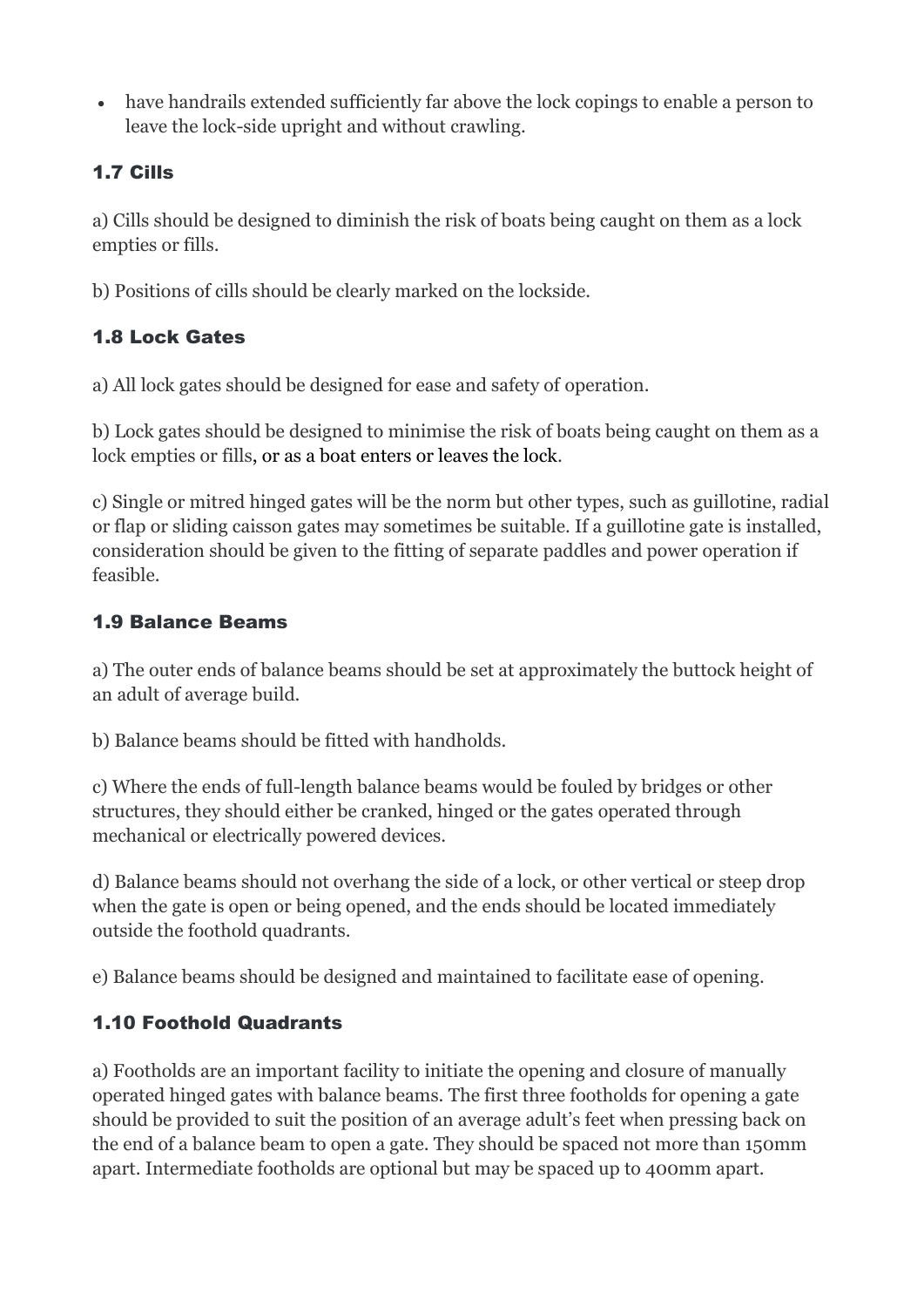- have handrails extended sufficiently far above the lock copings to enable a person to leave the lock-side upright and without crawling.

### 1.7 Cills

a) Cills should be designed to diminish the risk of boats being caught on them as a lock empties or fills.

b) Positions of cills should be clearly marked on the lockside.

### 1.8 Lock Gates

a) All lock gates should be designed for ease and safety of operation.

b) Lock gates should be designed to minimise the risk of boats being caught on them as a lock empties or fills, or as a boat enters or leaves the lock.

c) Single or mitred hinged gates will be the norm but other types, such as guillotine, radial or flap or sliding caisson gates may sometimes be suitable. If a guillotine gate is installed, consideration should be given to the fitting of separate paddles and power operation if feasible.

### 1.9 Balance Beams

a) The outer ends of balance beams should be set at approximately the buttock height of an adult of average build.

b) Balance beams should be fitted with handholds.

c) Where the ends of full-length balance beams would be fouled by bridges or other structures, they should either be cranked, hinged or the gates operated through mechanical or electrically powered devices.

d) Balance beams should not overhang the side of a lock, or other vertical or steep drop when the gate is open or being opened, and the ends should be located immediately outside the foothold quadrants.

e) Balance beams should be designed and maintained to facilitate ease of opening.

### 1.10 Foothold Quadrants

a) Footholds are an important facility to initiate the opening and closure of manually operated hinged gates with balance beams. The first three footholds for opening a gate should be provided to suit the position of an average adult's feet when pressing back on the end of a balance beam to open a gate. They should be spaced not more than 150mm apart. Intermediate footholds are optional but may be spaced up to 400mm apart.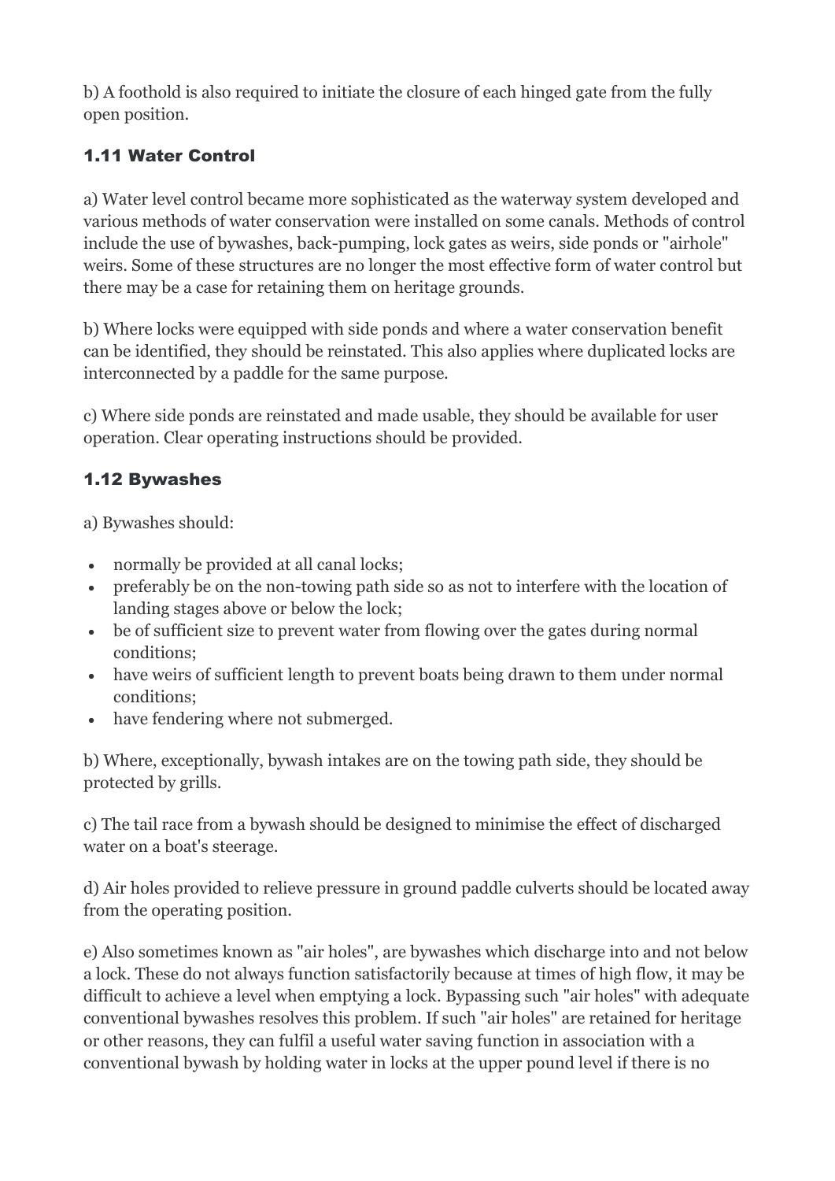b) A foothold is also required to initiate the closure of each hinged gate from the fully open position.

### 1.11 Water Control

a) Water level control became more sophisticated as the waterway system developed and various methods of water conservation were installed on some canals. Methods of control include the use of bywashes, back-pumping, lock gates as weirs, side ponds or "airhole" weirs. Some of these structures are no longer the most effective form of water control but there may be a case for retaining them on heritage grounds.

b) Where locks were equipped with side ponds and where a water conservation benefit can be identified, they should be reinstated. This also applies where duplicated locks are interconnected by a paddle for the same purpose.

c) Where side ponds are reinstated and made usable, they should be available for user operation. Clear operating instructions should be provided.

### 1.12 Bywashes

a) Bywashes should:

- normally be provided at all canal locks;
- preferably be on the non-towing path side so as not to interfere with the location of landing stages above or below the lock;
- be of sufficient size to prevent water from flowing over the gates during normal conditions;
- have weirs of sufficient length to prevent boats being drawn to them under normal conditions;
- have fendering where not submerged.

b) Where, exceptionally, bywash intakes are on the towing path side, they should be protected by grills.

c) The tail race from a bywash should be designed to minimise the effect of discharged water on a boat's steerage.

d) Air holes provided to relieve pressure in ground paddle culverts should be located away from the operating position.

e) Also sometimes known as "air holes", are bywashes which discharge into and not below a lock. These do not always function satisfactorily because at times of high flow, it may be difficult to achieve a level when emptying a lock. Bypassing such "air holes" with adequate conventional bywashes resolves this problem. If such "air holes" are retained for heritage or other reasons, they can fulfil a useful water saving function in association with a conventional bywash by holding water in locks at the upper pound level if there is no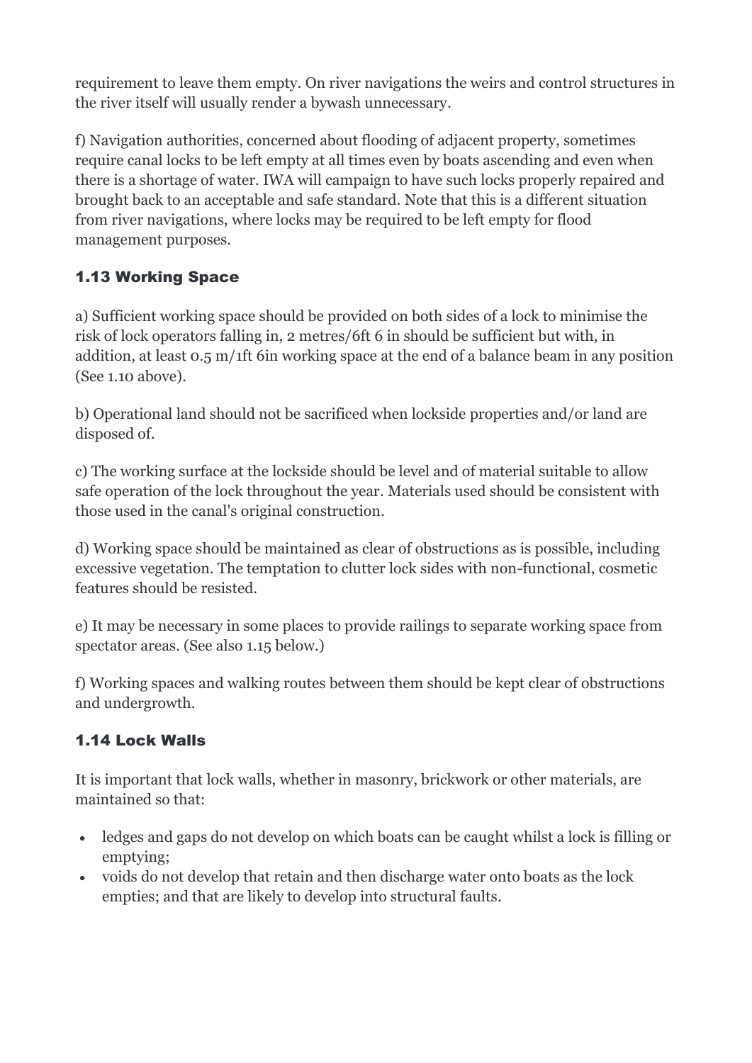requirement to leave them empty. On river navigations the weirs and control structures in the river itself will usually render a bywash unnecessary.

f) Navigation authorities, concerned about flooding of adjacent property, sometimes require canal locks to be left empty at all times even by boats ascending and even when there is a shortage of water. IWA will campaign to have such locks properly repaired and brought back to an acceptable and safe standard. Note that this is a different situation from river navigations, where locks may be required to be left empty for flood management purposes.

### 1.13 Working Space

a) Sufficient working space should be provided on both sides of a lock to minimise the risk of lock operators falling in, 2 metres/6ft 6 in should be sufficient but with, in addition, at least 0.5 m/1ft 6in working space at the end of a balance beam in any position (See 1.10 above).

b) Operational land should not be sacrificed when lockside properties and/or land are disposed of.

c) The working surface at the lockside should be level and of material suitable to allow safe operation of the lock throughout the year. Materials used should be consistent with those used in the canal's original construction.

d) Working space should be maintained as clear of obstructions as is possible, including excessive vegetation. The temptation to clutter lock sides with non-functional, cosmetic features should be resisted.

e) It may be necessary in some places to provide railings to separate working space from spectator areas. (See also 1.15 below.)

f) Working spaces and walking routes between them should be kept clear of obstructions and undergrowth.

### 1.14 Lock Walls

It is important that lock walls, whether in masonry, brickwork or other materials, are maintained so that:

- ledges and gaps do not develop on which boats can be caught whilst a lock is filling or emptying;
- voids do not develop that retain and then discharge water onto boats as the lock empties; and that are likely to develop into structural faults.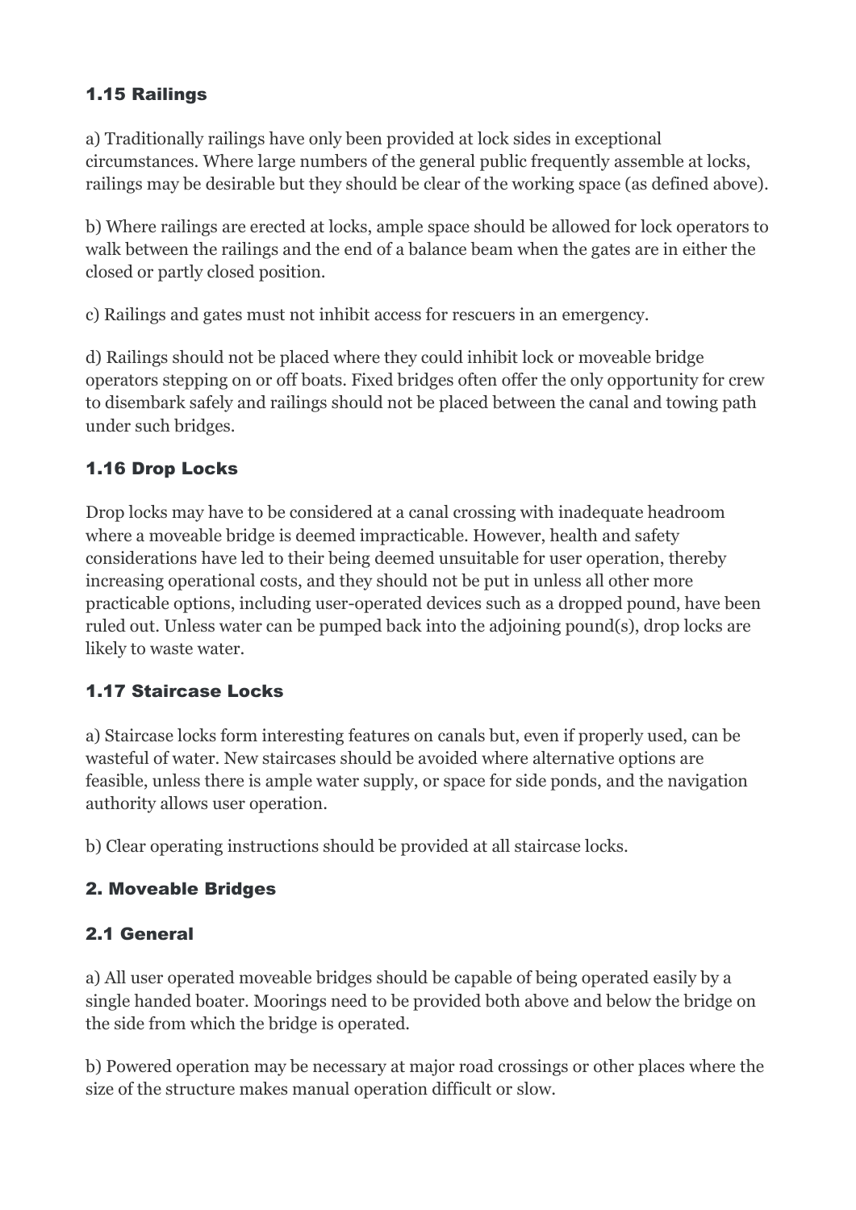### 1.15 Railings

a) Traditionally railings have only been provided at lock sides in exceptional circumstances. Where large numbers of the general public frequently assemble at locks, railings may be desirable but they should be clear of the working space (as defined above).

b) Where railings are erected at locks, ample space should be allowed for lock operators to walk between the railings and the end of a balance beam when the gates are in either the closed or partly closed position.

c) Railings and gates must not inhibit access for rescuers in an emergency.

d) Railings should not be placed where they could inhibit lock or moveable bridge operators stepping on or off boats. Fixed bridges often offer the only opportunity for crew to disembark safely and railings should not be placed between the canal and towing path under such bridges.

### 1.16 Drop Locks

Drop locks may have to be considered at a canal crossing with inadequate headroom where a moveable bridge is deemed impracticable. However, health and safety considerations have led to their being deemed unsuitable for user operation, thereby increasing operational costs, and they should not be put in unless all other more practicable options, including user-operated devices such as a dropped pound, have been ruled out. Unless water can be pumped back into the adjoining pound(s), drop locks are likely to waste water.

### 1.17 Staircase Locks

a) Staircase locks form interesting features on canals but, even if properly used, can be wasteful of water. New staircases should be avoided where alternative options are feasible, unless there is ample water supply, or space for side ponds, and the navigation authority allows user operation.

b) Clear operating instructions should be provided at all staircase locks.

## 2. Moveable Bridges

### 2.1 General

a) All user operated moveable bridges should be capable of being operated easily by a single handed boater. Moorings need to be provided both above and below the bridge on the side from which the bridge is operated.

b) Powered operation may be necessary at major road crossings or other places where the size of the structure makes manual operation difficult or slow.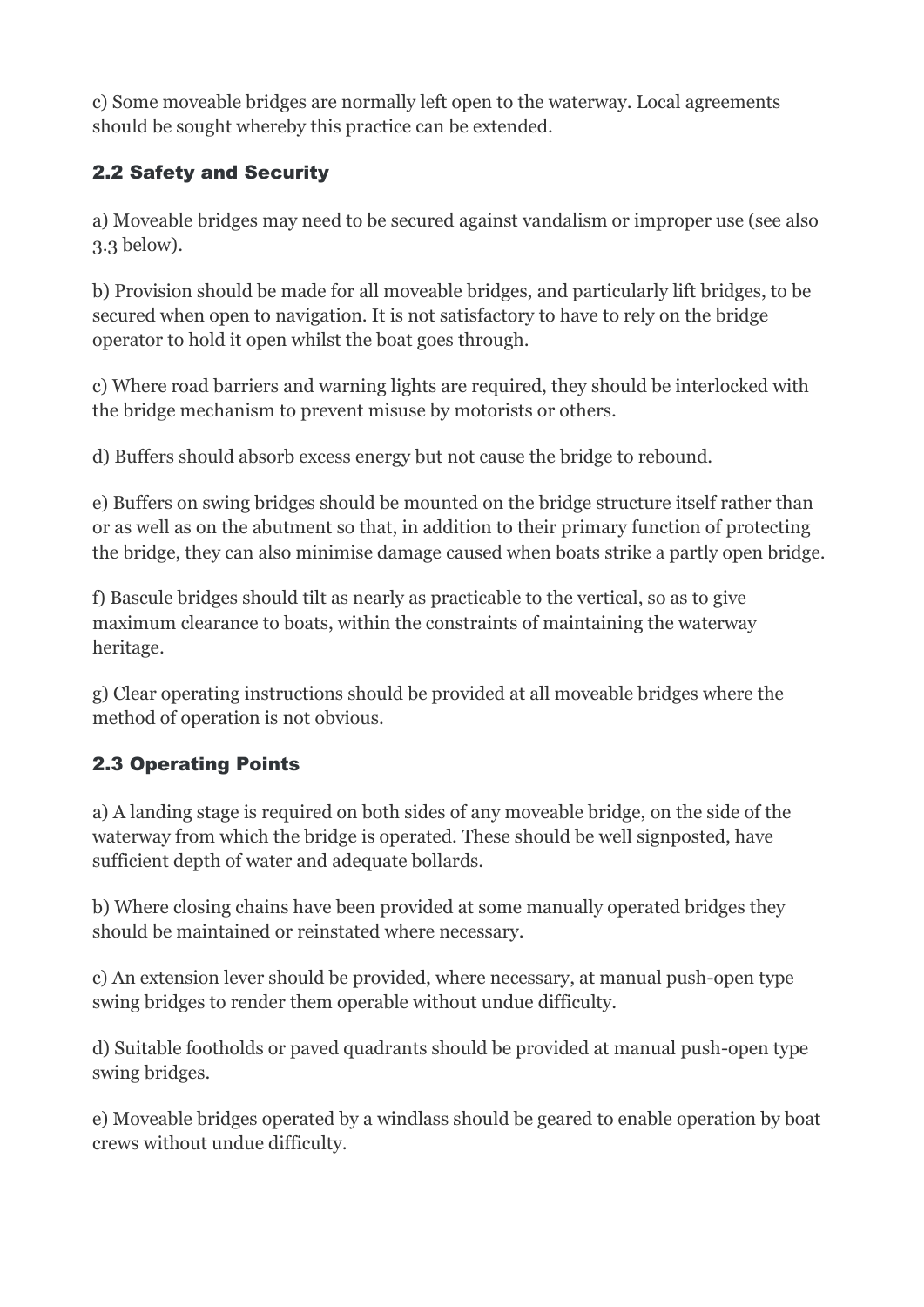c) Some moveable bridges are normally left open to the waterway. Local agreements should be sought whereby this practice can be extended.

### 2.2 Safety and Security

a) Moveable bridges may need to be secured against vandalism or improper use (see also 3.3 below).

b) Provision should be made for all moveable bridges, and particularly lift bridges, to be secured when open to navigation. It is not satisfactory to have to rely on the bridge operator to hold it open whilst the boat goes through.

c) Where road barriers and warning lights are required, they should be interlocked with the bridge mechanism to prevent misuse by motorists or others.

d) Buffers should absorb excess energy but not cause the bridge to rebound.

e) Buffers on swing bridges should be mounted on the bridge structure itself rather than or as well as on the abutment so that, in addition to their primary function of protecting the bridge, they can also minimise damage caused when boats strike a partly open bridge.

f) Bascule bridges should tilt as nearly as practicable to the vertical, so as to give maximum clearance to boats, within the constraints of maintaining the waterway heritage.

g) Clear operating instructions should be provided at all moveable bridges where the method of operation is not obvious.

### 2.3 Operating Points

a) A landing stage is required on both sides of any moveable bridge, on the side of the waterway from which the bridge is operated. These should be well signposted, have sufficient depth of water and adequate bollards.

b) Where closing chains have been provided at some manually operated bridges they should be maintained or reinstated where necessary.

c) An extension lever should be provided, where necessary, at manual push-open type swing bridges to render them operable without undue difficulty.

d) Suitable footholds or paved quadrants should be provided at manual push-open type swing bridges.

e) Moveable bridges operated by a windlass should be geared to enable operation by boat crews without undue difficulty.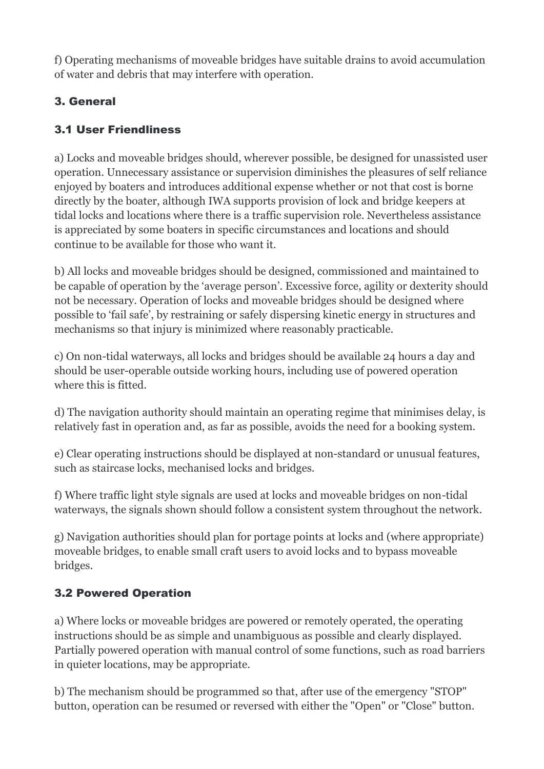f) Operating mechanisms of moveable bridges have suitable drains to avoid accumulation of water and debris that may interfere with operation.

## 3. General

### 3.1 User Friendliness

a) Locks and moveable bridges should, wherever possible, be designed for unassisted user operation. Unnecessary assistance or supervision diminishes the pleasures of self reliance enjoyed by boaters and introduces additional expense whether or not that cost is borne directly by the boater, although IWA supports provision of lock and bridge keepers at tidal locks and locations where there is a traffic supervision role. Nevertheless assistance is appreciated by some boaters in specific circumstances and locations and should continue to be available for those who want it.

b) All locks and moveable bridges should be designed, commissioned and maintained to be capable of operation by the 'average person'. Excessive force, agility or dexterity should not be necessary. Operation of locks and moveable bridges should be designed where possible to 'fail safe', by restraining or safely dispersing kinetic energy in structures and mechanisms so that injury is minimized where reasonably practicable.

c) On non-tidal waterways, all locks and bridges should be available 24 hours a day and should be user-operable outside working hours, including use of powered operation where this is fitted.

d) The navigation authority should maintain an operating regime that minimises delay, is relatively fast in operation and, as far as possible, avoids the need for a booking system.

e) Clear operating instructions should be displayed at non-standard or unusual features, such as staircase locks, mechanised locks and bridges.

f) Where traffic light style signals are used at locks and moveable bridges on non-tidal waterways, the signals shown should follow a consistent system throughout the network.

g) Navigation authorities should plan for portage points at locks and (where appropriate) moveable bridges, to enable small craft users to avoid locks and to bypass moveable bridges.

### 3.2 Powered Operation

a) Where locks or moveable bridges are powered or remotely operated, the operating instructions should be as simple and unambiguous as possible and clearly displayed. Partially powered operation with manual control of some functions, such as road barriers in quieter locations, may be appropriate.

b) The mechanism should be programmed so that, after use of the emergency "STOP" button, operation can be resumed or reversed with either the "Open" or "Close" button.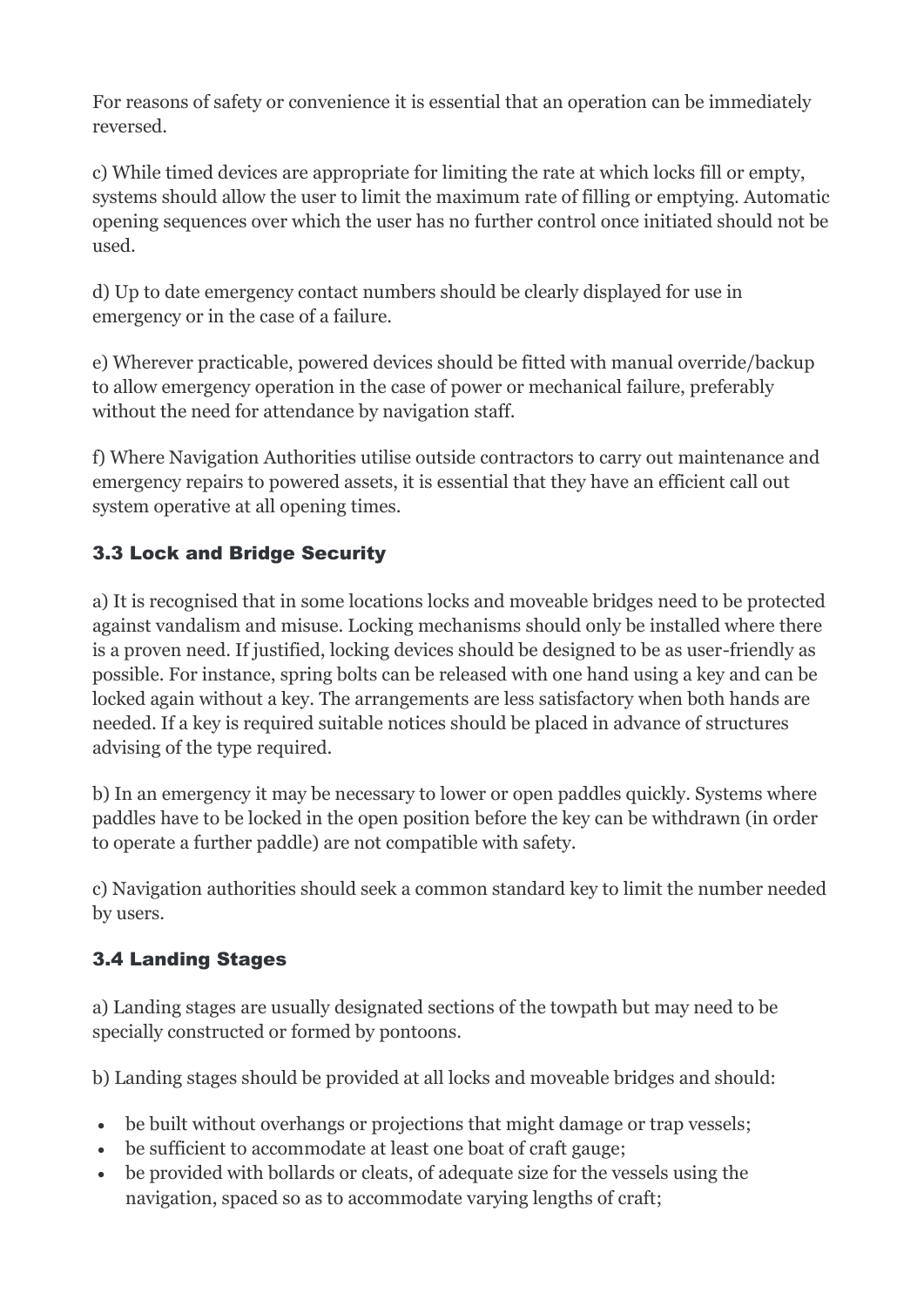For reasons of safety or convenience it is essential that an operation can be immediately reversed.

c) While timed devices are appropriate for limiting the rate at which locks fill or empty, systems should allow the user to limit the maximum rate of filling or emptying. Automatic opening sequences over which the user has no further control once initiated should not be used.

d) Up to date emergency contact numbers should be clearly displayed for use in emergency or in the case of a failure.

e) Wherever practicable, powered devices should be fitted with manual override/backup to allow emergency operation in the case of power or mechanical failure, preferably without the need for attendance by navigation staff.

f) Where Navigation Authorities utilise outside contractors to carry out maintenance and emergency repairs to powered assets, it is essential that they have an efficient call out system operative at all opening times.

### 3.3 Lock and Bridge Security

a) It is recognised that in some locations locks and moveable bridges need to be protected against vandalism and misuse. Locking mechanisms should only be installed where there is a proven need. If justified, locking devices should be designed to be as user-friendly as possible. For instance, spring bolts can be released with one hand using a key and can be locked again without a key. The arrangements are less satisfactory when both hands are needed. If a key is required suitable notices should be placed in advance of structures advising of the type required.

b) In an emergency it may be necessary to lower or open paddles quickly. Systems where paddles have to be locked in the open position before the key can be withdrawn (in order to operate a further paddle) are not compatible with safety.

c) Navigation authorities should seek a common standard key to limit the number needed by users.

### 3.4 Landing Stages

a) Landing stages are usually designated sections of the towpath but may need to be specially constructed or formed by pontoons.

b) Landing stages should be provided at all locks and moveable bridges and should:

- be built without overhangs or projections that might damage or trap vessels;
- be sufficient to accommodate at least one boat of craft gauge;
- be provided with bollards or cleats, of adequate size for the vessels using the navigation, spaced so as to accommodate varying lengths of craft;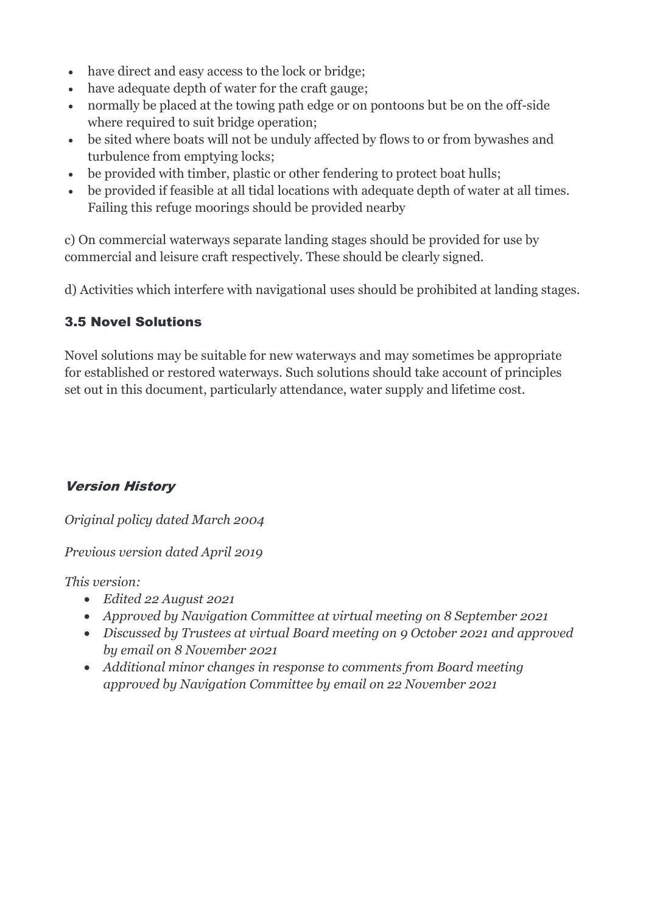- have direct and easy access to the lock or bridge;
- have adequate depth of water for the craft gauge;
- normally be placed at the towing path edge or on pontoons but be on the off-side where required to suit bridge operation;
- be sited where boats will not be unduly affected by flows to or from bywashes and turbulence from emptying locks;
- be provided with timber, plastic or other fendering to protect boat hulls;
- be provided if feasible at all tidal locations with adequate depth of water at all times. Failing this refuge moorings should be provided nearby

c) On commercial waterways separate landing stages should be provided for use by commercial and leisure craft respectively. These should be clearly signed.

d) Activities which interfere with navigational uses should be prohibited at landing stages.

### 3.5 Novel Solutions

Novel solutions may be suitable for new waterways and may sometimes be appropriate for established or restored waterways. Such solutions should take account of principles set out in this document, particularly attendance, water supply and lifetime cost.

### *Version History*

*Original policy dated March 2004*

*Previous version dated April 2019*

*This version:*

- *Edited 22 August 2021*
- *Approved by Navigation Committee at virtual meeting on 8 September 2021*
- *Discussed by Trustees at virtual Board meeting on 9 October 2021 and approved by email on 8 November 2021*
- *Additional minor changes in response to comments from Board meeting approved by Navigation Committee by email on 22 November 2021*